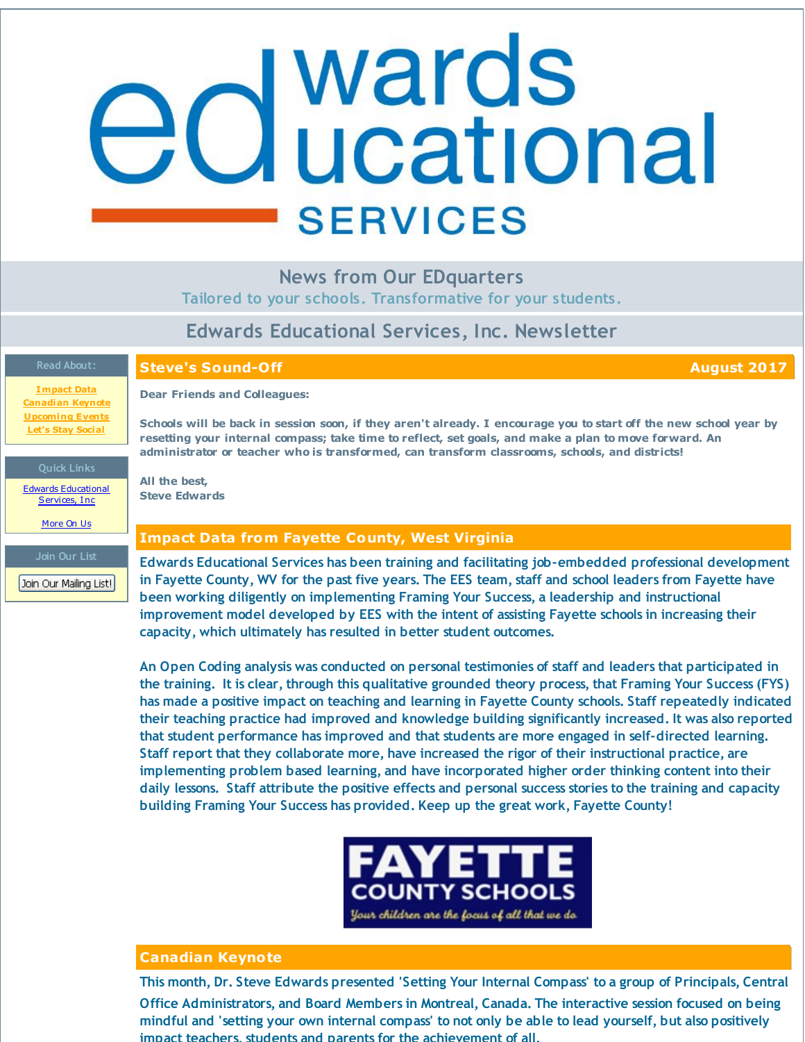# Edwards Educational Services

## News from Our EDquarters

Tailored to your schools. Transformative for your students.

## Edwards Educational Services, Inc. Newsletter

**Read About:**

- Impact Data
- Canadian Keynote
- Upcoming Events
- Let's Stay Social

**Quick Links**

- Edwards Educational Services, Inc
- More On Us

**Join Our List**

Join Our Mailing List!

## Steve's Sound-Off — August 2017

**Dear Friends and Colleagues:**

**Schools will be back in session soon, if they aren't already. I encourage you to start off the new school year by resetting your internal compass; take time to reflect, set goals, and make a plan to move forward. An administrator or teacher who is transformed, can transform classrooms, schools, and districts!**

**All the best,**
**Steve Edwards**

## Impact Data from Fayette County, West Virginia

Edwards Educational Services has been training and facilitating job-embedded professional development in Fayette County, WV for the past five years. The EES team, staff and school leaders from Fayette have been working diligently on implementing Framing Your Success, a leadership and instructional improvement model developed by EES with the intent of assisting Fayette schools in increasing their capacity, which ultimately has resulted in better student outcomes.

An Open Coding analysis was conducted on personal testimonies of staff and leaders that participated in the training. It is clear, through this qualitative grounded theory process, that Framing Your Success (FYS) has made a positive impact on teaching and learning in Fayette County schools. Staff repeatedly indicated their teaching practice had improved and knowledge building significantly increased. It was also reported that student performance has improved and that students are more engaged in self-directed learning. Staff report that they collaborate more, have increased the rigor of their instructional practice, are implementing problem based learning, and have incorporated higher order thinking content into their daily lessons. Staff attribute the positive effects and personal success stories to the training and capacity building Framing Your Success has provided. Keep up the great work, Fayette County!

FAYETTE COUNTY SCHOOLS
*Your children are the focus of all that we do*

## Canadian Keynote

This month, Dr. Steve Edwards presented 'Setting Your Internal Compass' to a group of Principals, Central Office Administrators, and Board Members in Montreal, Canada. The interactive session focused on being mindful and 'setting your own internal compass' to not only be able to lead yourself, but also positively impact teachers, students and parents for the achievement of all.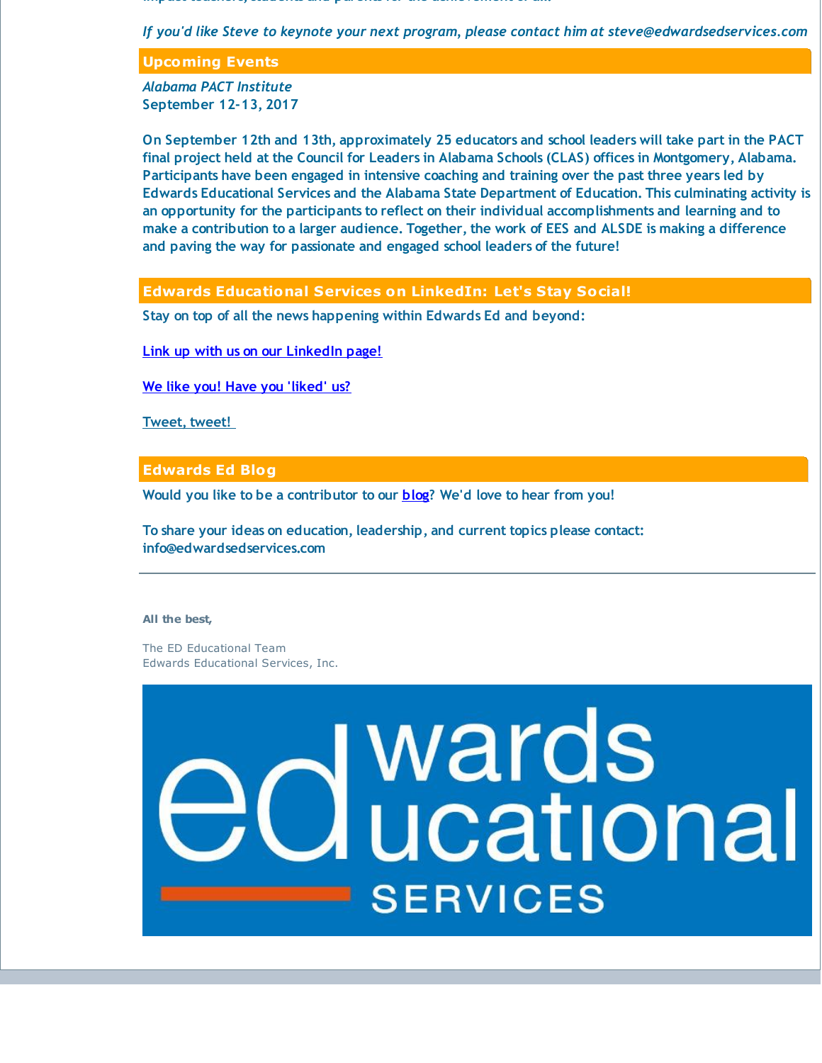*If you'd like Steve to keynote your next program, please contact him at steve@edwardsedservices.com*

## Upcoming Events

*Alabama PACT Institute*
**September 12-13, 2017**

**On September 12th and 13th, approximately 25 educators and school leaders will take part in the PACT final project held at the Council for Leaders in Alabama Schools (CLAS) offices in Montgomery, Alabama. Participants have been engaged in intensive coaching and training over the past three years led by Edwards Educational Services and the Alabama State Department of Education. This culminating activity is an opportunity for the participants to reflect on their individual accomplishments and learning and to make a contribution to a larger audience. Together, the work of EES and ALSDE is making a difference and paving the way for passionate and engaged school leaders of the future!**

## Edwards Educational Services on LinkedIn: Let's Stay Social!

**Stay on top of all the news happening within Edwards Ed and beyond:**

**Link up with us on our LinkedIn page!**

**We like you! Have you 'liked' us?**

**Tweet, tweet!**

## Edwards Ed Blog

**Would you like to be a contributor to our blog? We'd love to hear from you!**

**To share your ideas on education, leadership, and current topics please contact: info@edwardsedservices.com**

---

**All the best,**

The ED Educational Team
Edwards Educational Services, Inc.